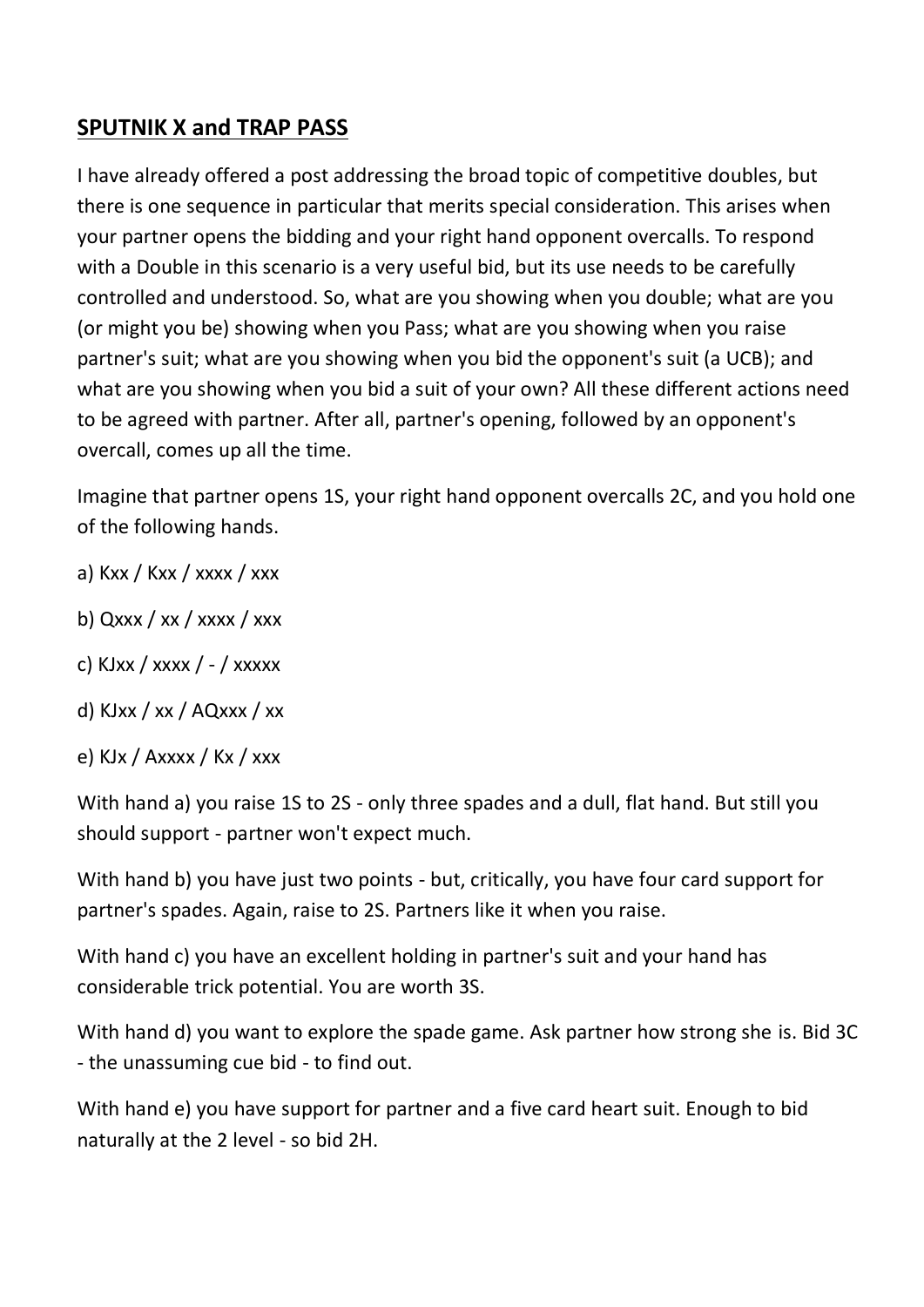## SPUTNIK X and TRAP PASS

I have already offered a post addressing the broad topic of competitive doubles, but there is one sequence in particular that merits special consideration. This arises when your partner opens the bidding and your right hand opponent overcalls. To respond with a Double in this scenario is a very useful bid, but its use needs to be carefully controlled and understood. So, what are you showing when you double; what are you (or might you be) showing when you Pass; what are you showing when you raise partner's suit; what are you showing when you bid the opponent's suit (a UCB); and what are you showing when you bid a suit of your own? All these different actions need to be agreed with partner. After all, partner's opening, followed by an opponent's overcall, comes up all the time.

Imagine that partner opens 1S, your right hand opponent overcalls 2C, and you hold one of the following hands.

a) Kxx / Kxx / xxxx / xxx

b) Qxxx / xx / xxxx / xxx

c) KJxx / xxxx / - / xxxxx

d) KJxx / xx / AQxxx / xx

e) KJx / Axxxx / Kx / xxx

With hand a) you raise 1S to 2S - only three spades and a dull, flat hand. But still you should support - partner won't expect much.

With hand b) you have just two points - but, critically, you have four card support for partner's spades. Again, raise to 2S. Partners like it when you raise.

With hand c) you have an excellent holding in partner's suit and your hand has considerable trick potential. You are worth 3S.

With hand d) you want to explore the spade game. Ask partner how strong she is. Bid 3C - the unassuming cue bid - to find out.

With hand e) you have support for partner and a five card heart suit. Enough to bid naturally at the 2 level - so bid 2H.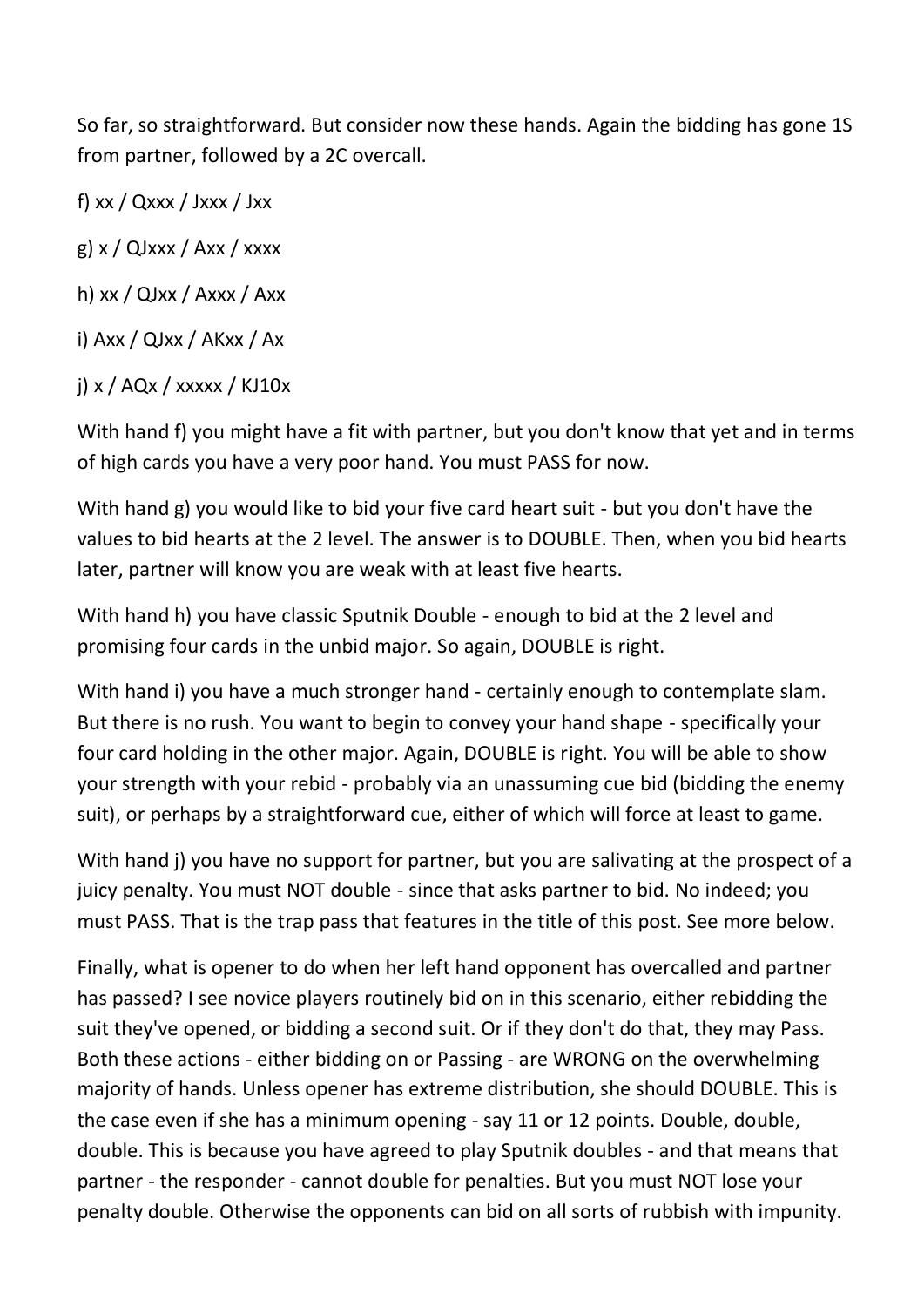So far, so straightforward. But consider now these hands. Again the bidding has gone 1S from partner, followed by a 2C overcall.

f) xx / Qxxx / Jxxx / Jxx

g) x / QJxxx / Axx / xxxx

h) xx / QJxx / Axxx / Axx

i) Axx / QJxx / AKxx / Ax

j) x / AQx / xxxxx / KJ10x

With hand f) you might have a fit with partner, but you don't know that yet and in terms of high cards you have a very poor hand. You must PASS for now.

With hand g) you would like to bid your five card heart suit - but you don't have the values to bid hearts at the 2 level. The answer is to DOUBLE. Then, when you bid hearts later, partner will know you are weak with at least five hearts.

With hand h) you have classic Sputnik Double - enough to bid at the 2 level and promising four cards in the unbid major. So again, DOUBLE is right.

With hand i) you have a much stronger hand - certainly enough to contemplate slam. But there is no rush. You want to begin to convey your hand shape - specifically your four card holding in the other major. Again, DOUBLE is right. You will be able to show your strength with your rebid - probably via an unassuming cue bid (bidding the enemy suit), or perhaps by a straightforward cue, either of which will force at least to game.

With hand j) you have no support for partner, but you are salivating at the prospect of a juicy penalty. You must NOT double - since that asks partner to bid. No indeed; you must PASS. That is the trap pass that features in the title of this post. See more below.

Finally, what is opener to do when her left hand opponent has overcalled and partner has passed? I see novice players routinely bid on in this scenario, either rebidding the suit they've opened, or bidding a second suit. Or if they don't do that, they may Pass. Both these actions - either bidding on or Passing - are WRONG on the overwhelming majority of hands. Unless opener has extreme distribution, she should DOUBLE. This is the case even if she has a minimum opening - say 11 or 12 points. Double, double, double. This is because you have agreed to play Sputnik doubles - and that means that partner - the responder - cannot double for penalties. But you must NOT lose your penalty double. Otherwise the opponents can bid on all sorts of rubbish with impunity.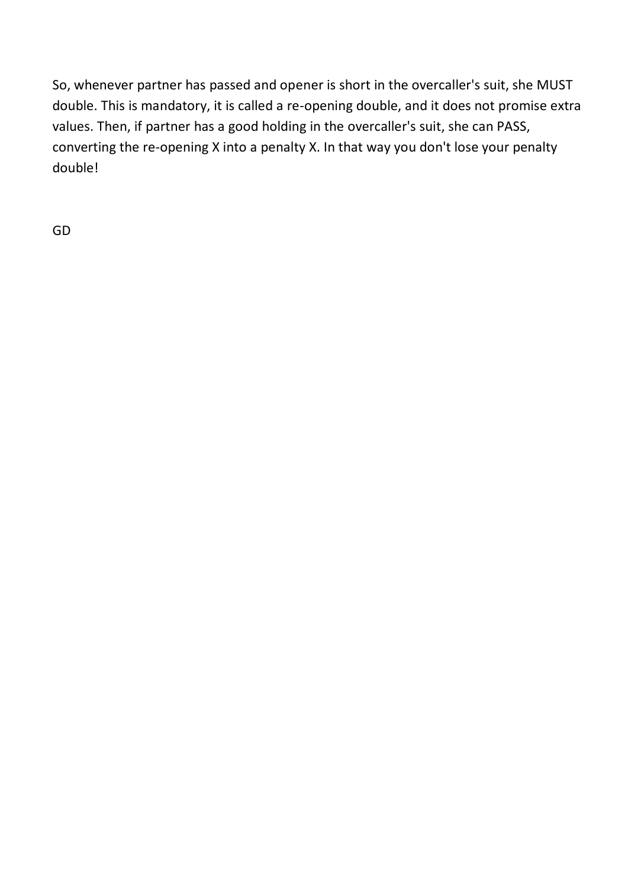So, whenever partner has passed and opener is short in the overcaller's suit, she MUST double. This is mandatory, it is called a re-opening double, and it does not promise extra values. Then, if partner has a good holding in the overcaller's suit, she can PASS, converting the re-opening X into a penalty X. In that way you don't lose your penalty double!

GD